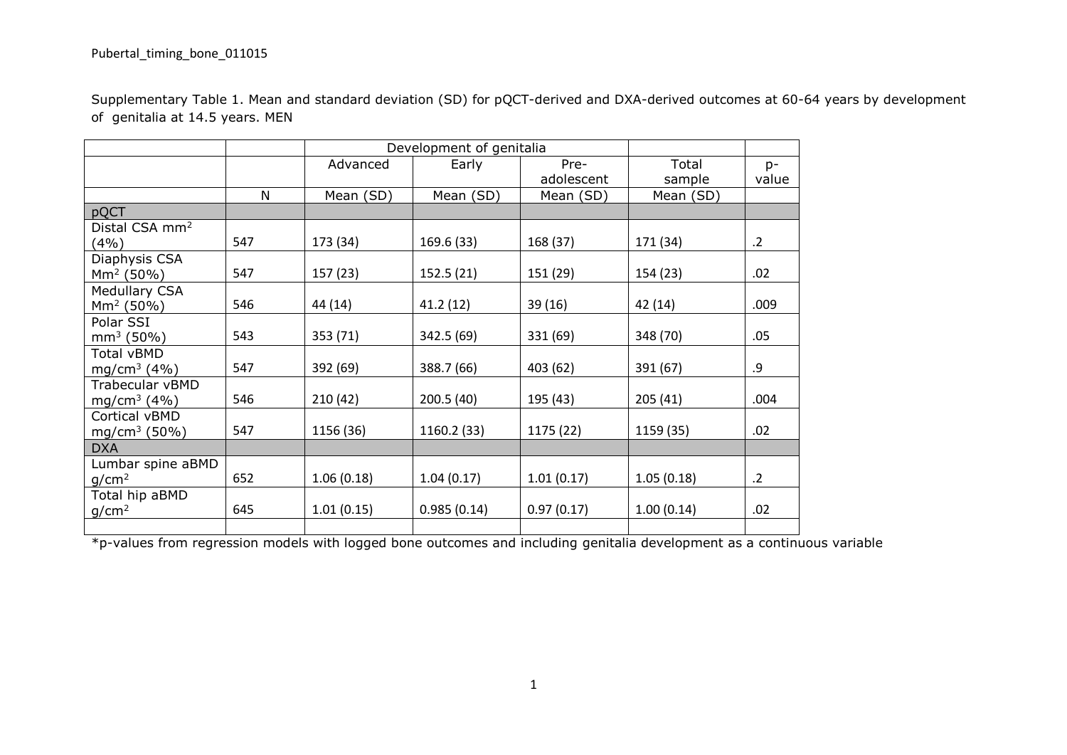Supplementary Table 1. Mean and standard deviation (SD) for pQCT-derived and DXA-derived outcomes at 60-64 years by development of genitalia at 14.5 years. MEN

| | | Development of genitalia | | | | |
|---|---|---|---|---|---|---|
| | | Advanced | Early | Pre-adolescent | Total sample | p-value |
| | N | Mean (SD) | Mean (SD) | Mean (SD) | Mean (SD) | |
| pQCT | | | | | | |
| Distal CSA $mm^2$ (4%) | 547 | 173 (34) | 169.6 (33) | 168 (37) | 171 (34) | .2 |
| Diaphysis CSA $Mm^2$ (50%) | 547 | 157 (23) | 152.5 (21) | 151 (29) | 154 (23) | .02 |
| Medullary CSA $Mm^2$ (50%) | 546 | 44 (14) | 41.2 (12) | 39 (16) | 42 (14) | .009 |
| Polar SSI $mm^3$ (50%) | 543 | 353 (71) | 342.5 (69) | 331 (69) | 348 (70) | .05 |
| Total vBMD $mg/cm^3$ (4%) | 547 | 392 (69) | 388.7 (66) | 403 (62) | 391 (67) | .9 |
| Trabecular vBMD $mg/cm^3$ (4%) | 546 | 210 (42) | 200.5 (40) | 195 (43) | 205 (41) | .004 |
| Cortical vBMD $mg/cm^3$ (50%) | 547 | 1156 (36) | 1160.2 (33) | 1175 (22) | 1159 (35) | .02 |
| DXA | | | | | | |
| Lumbar spine aBMD $g/cm^2$ | 652 | 1.06 (0.18) | 1.04 (0.17) | 1.01 (0.17) | 1.05 (0.18) | .2 |
| Total hip aBMD $g/cm^2$ | 645 | 1.01 (0.15) | 0.985 (0.14) | 0.97 (0.17) | 1.00 (0.14) | .02 |
| | | | | | | |

*p-values from regression models with logged bone outcomes and including genitalia development as a continuous variable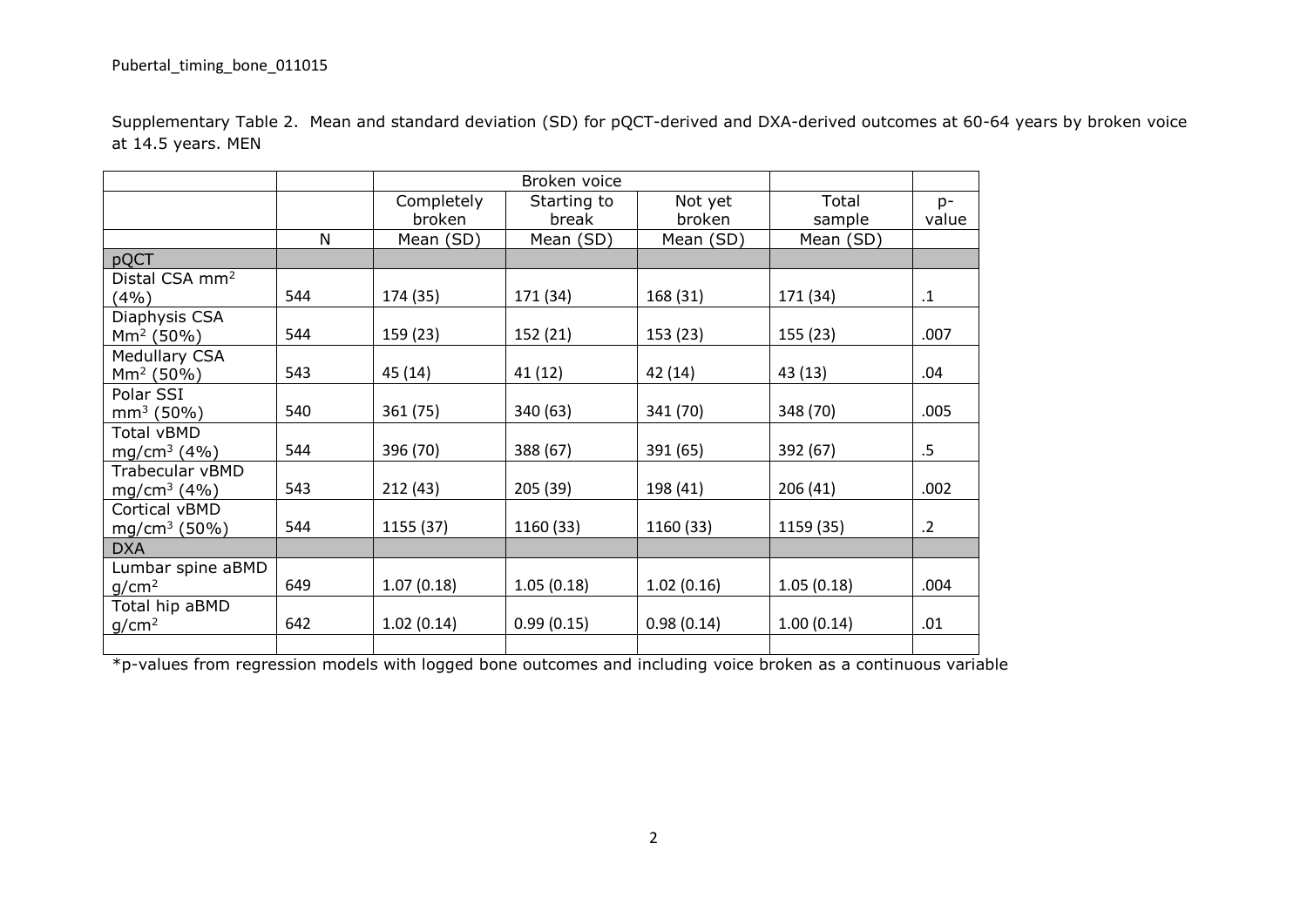Supplementary Table 2. Mean and standard deviation (SD) for pQCT-derived and DXA-derived outcomes at 60-64 years by broken voice at 14.5 years. MEN

| | | Broken voice | | | | |
|---|---|---|---|---|---|---|
| | | Completely broken | Starting to break | Not yet broken | Total sample | p-value |
| | N | Mean (SD) | Mean (SD) | Mean (SD) | Mean (SD) | |
| pQCT | | | | | | |
| Distal CSA $mm^2$ (4%) | 544 | 174 (35) | 171 (34) | 168 (31) | 171 (34) | .1 |
| Diaphysis CSA $Mm^2$ (50%) | 544 | 159 (23) | 152 (21) | 153 (23) | 155 (23) | .007 |
| Medullary CSA $Mm^2$ (50%) | 543 | 45 (14) | 41 (12) | 42 (14) | 43 (13) | .04 |
| Polar SSI $mm^3$ (50%) | 540 | 361 (75) | 340 (63) | 341 (70) | 348 (70) | .005 |
| Total vBMD $mg/cm^3$ (4%) | 544 | 396 (70) | 388 (67) | 391 (65) | 392 (67) | .5 |
| Trabecular vBMD $mg/cm^3$ (4%) | 543 | 212 (43) | 205 (39) | 198 (41) | 206 (41) | .002 |
| Cortical vBMD $mg/cm^3$ (50%) | 544 | 1155 (37) | 1160 (33) | 1160 (33) | 1159 (35) | .2 |
| DXA | | | | | | |
| Lumbar spine aBMD $g/cm^2$ | 649 | 1.07 (0.18) | 1.05 (0.18) | 1.02 (0.16) | 1.05 (0.18) | .004 |
| Total hip aBMD $g/cm^2$ | 642 | 1.02 (0.14) | 0.99 (0.15) | 0.98 (0.14) | 1.00 (0.14) | .01 |
| | | | | | | |

*p-values from regression models with logged bone outcomes and including voice broken as a continuous variable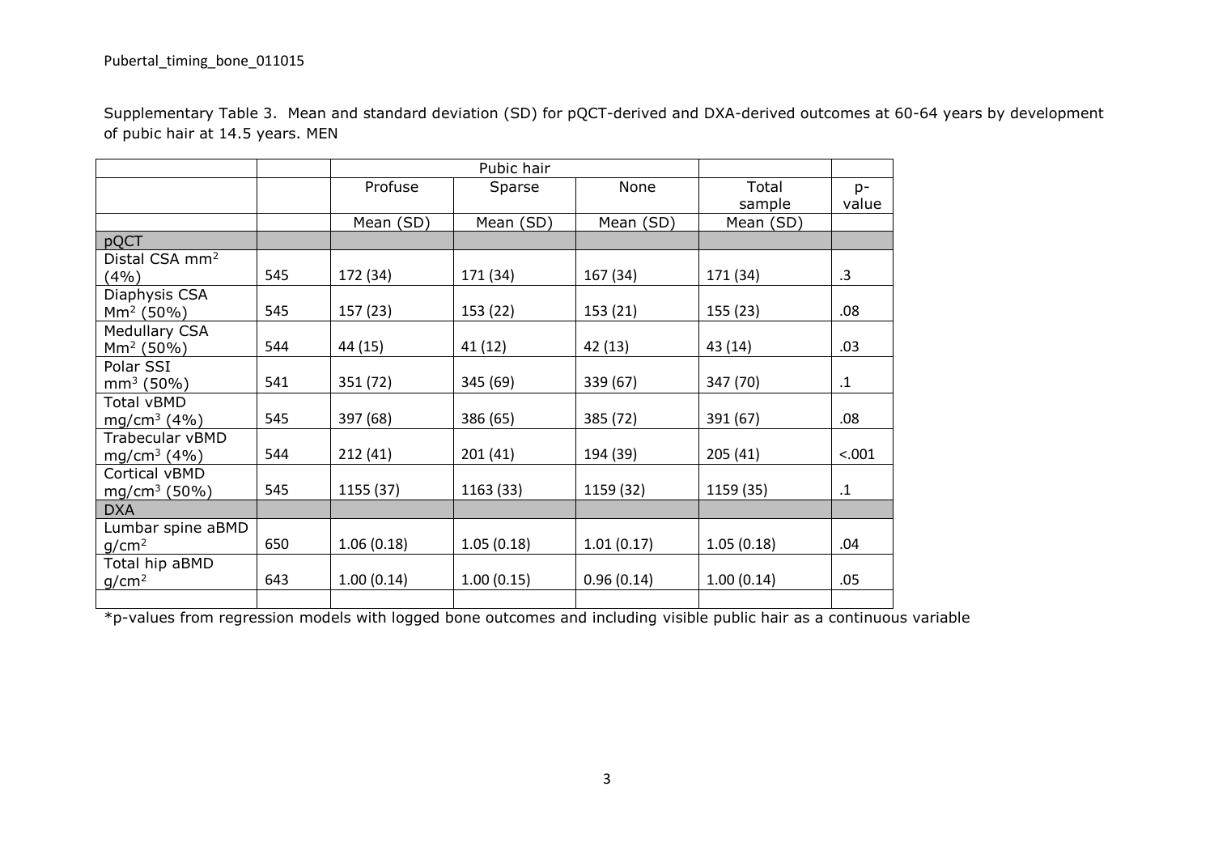Supplementary Table 3. Mean and standard deviation (SD) for pQCT-derived and DXA-derived outcomes at 60-64 years by development of pubic hair at 14.5 years. MEN

| | | Pubic hair | | | | |
|---|---|---|---|---|---|---|
| | | Profuse | Sparse | None | Total sample | p-value |
| | | Mean (SD) | Mean (SD) | Mean (SD) | Mean (SD) | |
| pQCT | | | | | | |
| Distal CSA mm$^2$ (4%) | 545 | 172 (34) | 171 (34) | 167 (34) | 171 (34) | .3 |
| Diaphysis CSA Mm$^2$ (50%) | 545 | 157 (23) | 153 (22) | 153 (21) | 155 (23) | .08 |
| Medullary CSA Mm$^2$ (50%) | 544 | 44 (15) | 41 (12) | 42 (13) | 43 (14) | .03 |
| Polar SSI mm$^3$ (50%) | 541 | 351 (72) | 345 (69) | 339 (67) | 347 (70) | .1 |
| Total vBMD mg/cm$^3$ (4%) | 545 | 397 (68) | 386 (65) | 385 (72) | 391 (67) | .08 |
| Trabecular vBMD mg/cm$^3$ (4%) | 544 | 212 (41) | 201 (41) | 194 (39) | 205 (41) | <.001 |
| Cortical vBMD mg/cm$^3$ (50%) | 545 | 1155 (37) | 1163 (33) | 1159 (32) | 1159 (35) | .1 |
| DXA | | | | | | |
| Lumbar spine aBMD g/cm$^2$ | 650 | 1.06 (0.18) | 1.05 (0.18) | 1.01 (0.17) | 1.05 (0.18) | .04 |
| Total hip aBMD g/cm$^2$ | 643 | 1.00 (0.14) | 1.00 (0.15) | 0.96 (0.14) | 1.00 (0.14) | .05 |
| | | | | | | |

*p-values from regression models with logged bone outcomes and including visible public hair as a continuous variable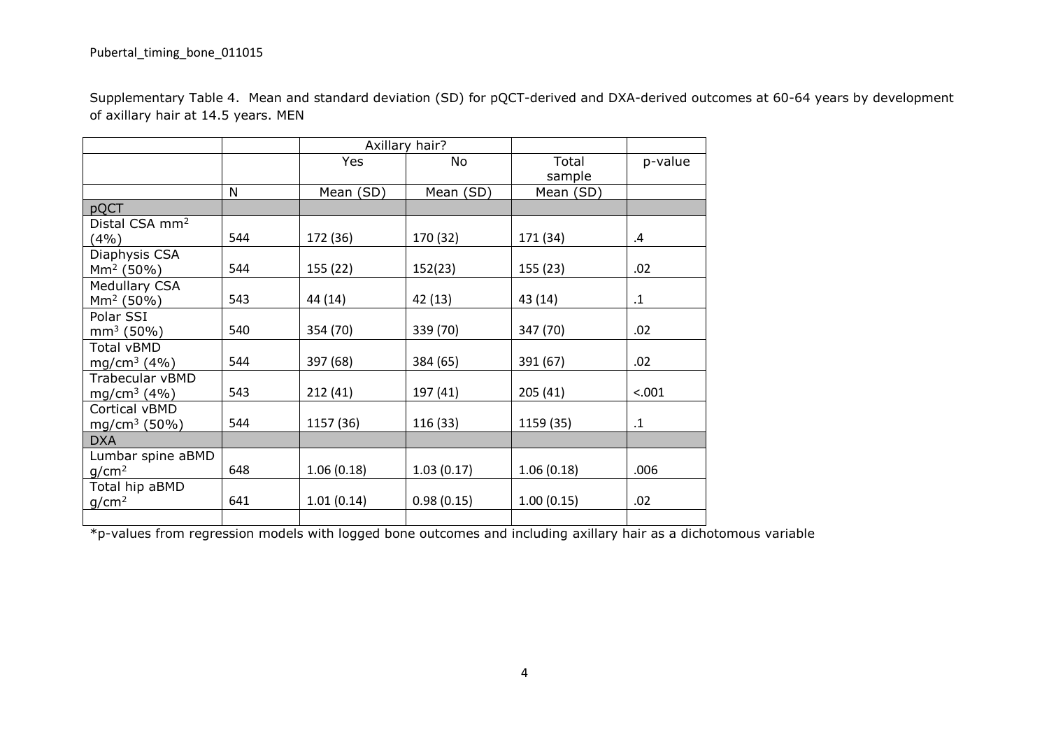Supplementary Table 4. Mean and standard deviation (SD) for pQCT-derived and DXA-derived outcomes at 60-64 years by development of axillary hair at 14.5 years. MEN

| | | Axillary hair? | | | |
|---|---|---|---|---|---|
| | | Yes | No | Total sample | p-value |
| | N | Mean (SD) | Mean (SD) | Mean (SD) | |
| pQCT | | | | | |
| Distal CSA mm$^2$ (4%) | 544 | 172 (36) | 170 (32) | 171 (34) | .4 |
| Diaphysis CSA Mm$^2$ (50%) | 544 | 155 (22) | 152(23) | 155 (23) | .02 |
| Medullary CSA Mm$^2$ (50%) | 543 | 44 (14) | 42 (13) | 43 (14) | .1 |
| Polar SSI mm$^3$ (50%) | 540 | 354 (70) | 339 (70) | 347 (70) | .02 |
| Total vBMD mg/cm$^3$ (4%) | 544 | 397 (68) | 384 (65) | 391 (67) | .02 |
| Trabecular vBMD mg/cm$^3$ (4%) | 543 | 212 (41) | 197 (41) | 205 (41) | <.001 |
| Cortical vBMD mg/cm$^3$ (50%) | 544 | 1157 (36) | 116 (33) | 1159 (35) | .1 |
| DXA | | | | | |
| Lumbar spine aBMD g/cm$^2$ | 648 | 1.06 (0.18) | 1.03 (0.17) | 1.06 (0.18) | .006 |
| Total hip aBMD g/cm$^2$ | 641 | 1.01 (0.14) | 0.98 (0.15) | 1.00 (0.15) | .02 |
| | | | | | |

*p-values from regression models with logged bone outcomes and including axillary hair as a dichotomous variable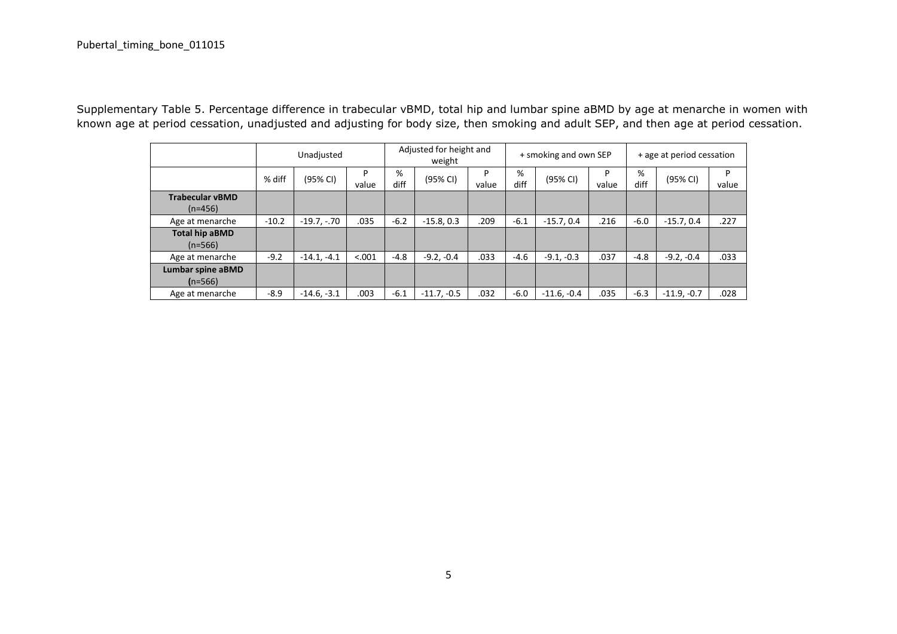Supplementary Table 5. Percentage difference in trabecular vBMD, total hip and lumbar spine aBMD by age at menarche in women with known age at period cessation, unadjusted and adjusting for body size, then smoking and adult SEP, and then age at period cessation.

| | Unadjusted | | | Adjusted for height and weight | | | + smoking and own SEP | | | + age at period cessation | | |
|---|---|---|---|---|---|---|---|---|---|---|---|---|
| | % diff | (95% CI) | P value | % diff | (95% CI) | P value | % diff | (95% CI) | P value | % diff | (95% CI) | P value |
| **Trabecular vBMD** (n=456) | | | | | | | | | | | | |
| Age at menarche | -10.2 | -19.7, -.70 | .035 | -6.2 | -15.8, 0.3 | .209 | -6.1 | -15.7, 0.4 | .216 | -6.0 | -15.7, 0.4 | .227 |
| **Total hip aBMD** (n=566) | | | | | | | | | | | | |
| Age at menarche | -9.2 | -14.1, -4.1 | <.001 | -4.8 | -9.2, -0.4 | .033 | -4.6 | -9.1, -0.3 | .037 | -4.8 | -9.2, -0.4 | .033 |
| **Lumbar spine aBMD** (n=566) | | | | | | | | | | | | |
| Age at menarche | -8.9 | -14.6, -3.1 | .003 | -6.1 | -11.7, -0.5 | .032 | -6.0 | -11.6, -0.4 | .035 | -6.3 | -11.9, -0.7 | .028 |